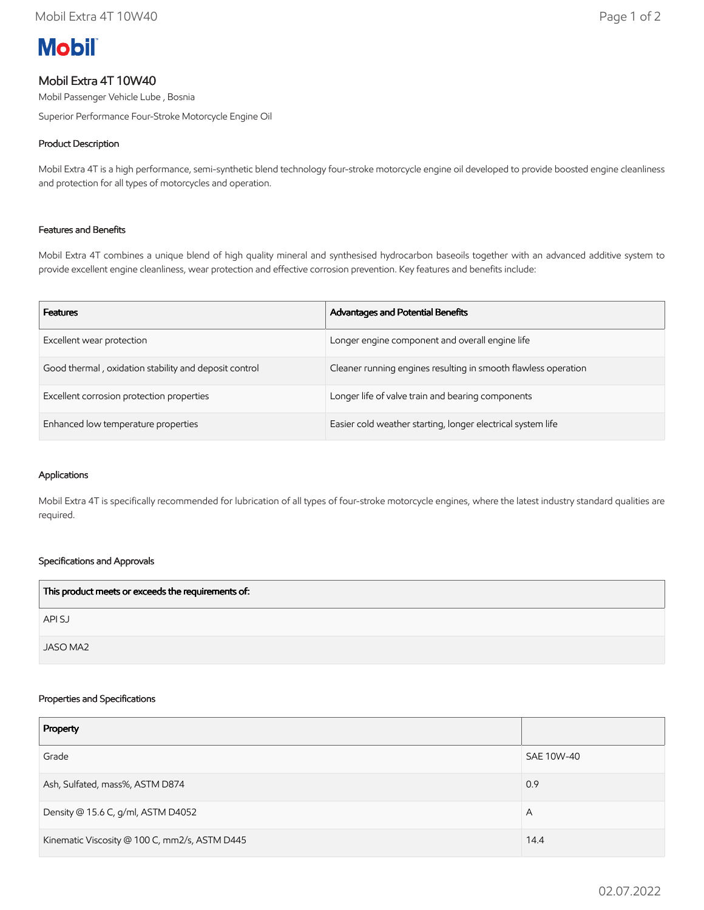# Mobil

## Mobil Extra 4T 10W40

Mobil Passenger Vehicle Lube , Bosnia

Superior Performance Four-Stroke Motorcycle Engine Oil

### Product Description

Mobil Extra 4T is a high performance, semi-synthetic blend technology four-stroke motorcycle engine oil developed to provide boosted engine cleanliness and protection for all types of motorcycles and operation.

### Features and Benefits

Mobil Extra 4T combines a unique blend of high quality mineral and synthesised hydrocarbon baseoils together with an advanced additive system to provide excellent engine cleanliness, wear protection and effective corrosion prevention. Key features and benefits include:

| Features | Advantages and Potential Benefits |
| --- | --- |
| Excellent wear protection | Longer engine component and overall engine life |
| Good thermal , oxidation stability and deposit control | Cleaner running engines resulting in smooth flawless operation |
| Excellent corrosion protection properties | Longer life of valve train and bearing components |
| Enhanced low temperature properties | Easier cold weather starting, longer electrical system life |

### Applications

Mobil Extra 4T is specifically recommended for lubrication of all types of four-stroke motorcycle engines, where the latest industry standard qualities are required.

### Specifications and Approvals

| This product meets or exceeds the requirements of: |
| --- |
| API SJ |
| JASO MA2 |

### Properties and Specifications

| Property | |
| --- | --- |
| Grade | SAE 10W-40 |
| Ash, Sulfated, mass%, ASTM D874 | 0.9 |
| Density @ 15.6 C, g/ml, ASTM D4052 | A |
| Kinematic Viscosity @ 100 C, mm2/s, ASTM D445 | 14.4 |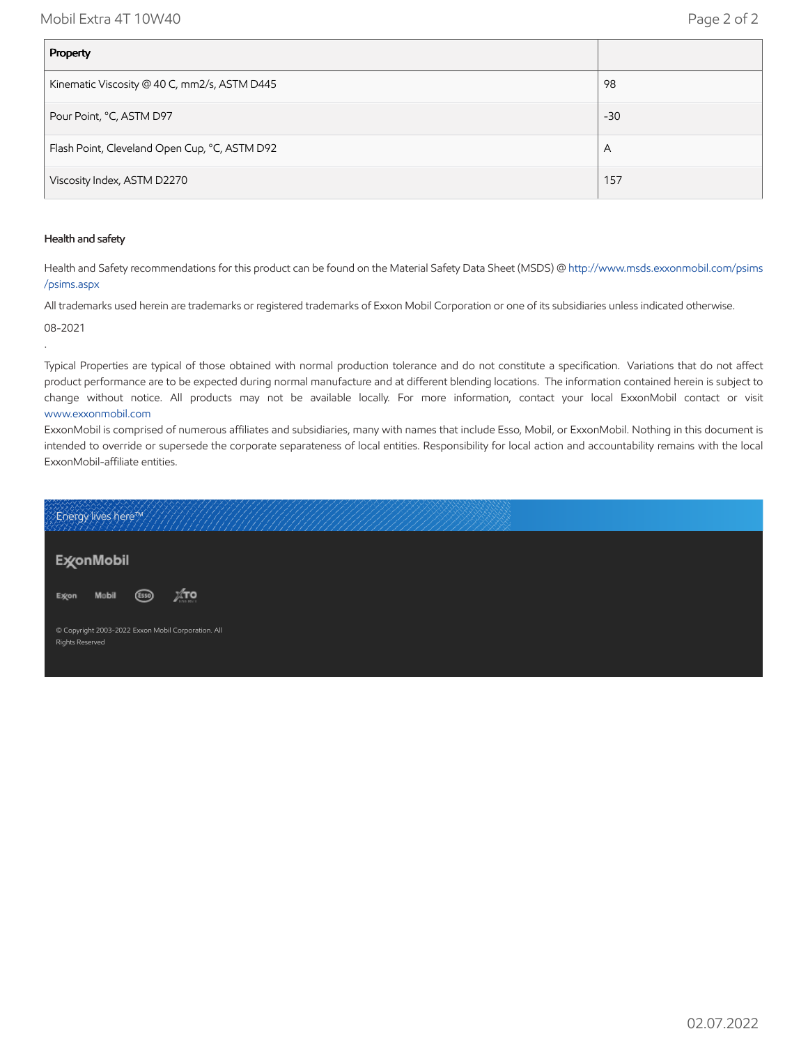| Property | |
|---|---|
| Kinematic Viscosity @ 40 C, mm2/s, ASTM D445 | 98 |
| Pour Point, °C, ASTM D97 | -30 |
| Flash Point, Cleveland Open Cup, °C, ASTM D92 | A |
| Viscosity Index, ASTM D2270 | 157 |

#### Health and safety

Health and Safety recommendations for this product can be found on the Material Safety Data Sheet (MSDS) @ http://www.msds.exxonmobil.com/psims/psims.aspx

All trademarks used herein are trademarks or registered trademarks of Exxon Mobil Corporation or one of its subsidiaries unless indicated otherwise.

08-2021

.

Typical Properties are typical of those obtained with normal production tolerance and do not constitute a specification. Variations that do not affect product performance are to be expected during normal manufacture and at different blending locations. The information contained herein is subject to change without notice. All products may not be available locally. For more information, contact your local ExxonMobil contact or visit www.exxonmobil.com

ExxonMobil is comprised of numerous affiliates and subsidiaries, many with names that include Esso, Mobil, or ExxonMobil. Nothing in this document is intended to override or supersede the corporate separateness of local entities. Responsibility for local action and accountability remains with the local ExxonMobil-affiliate entities.

Energy lives here™

ExxonMobil

Exxon Mobil Esso XTO

© Copyright 2003-2022 Exxon Mobil Corporation. All Rights Reserved